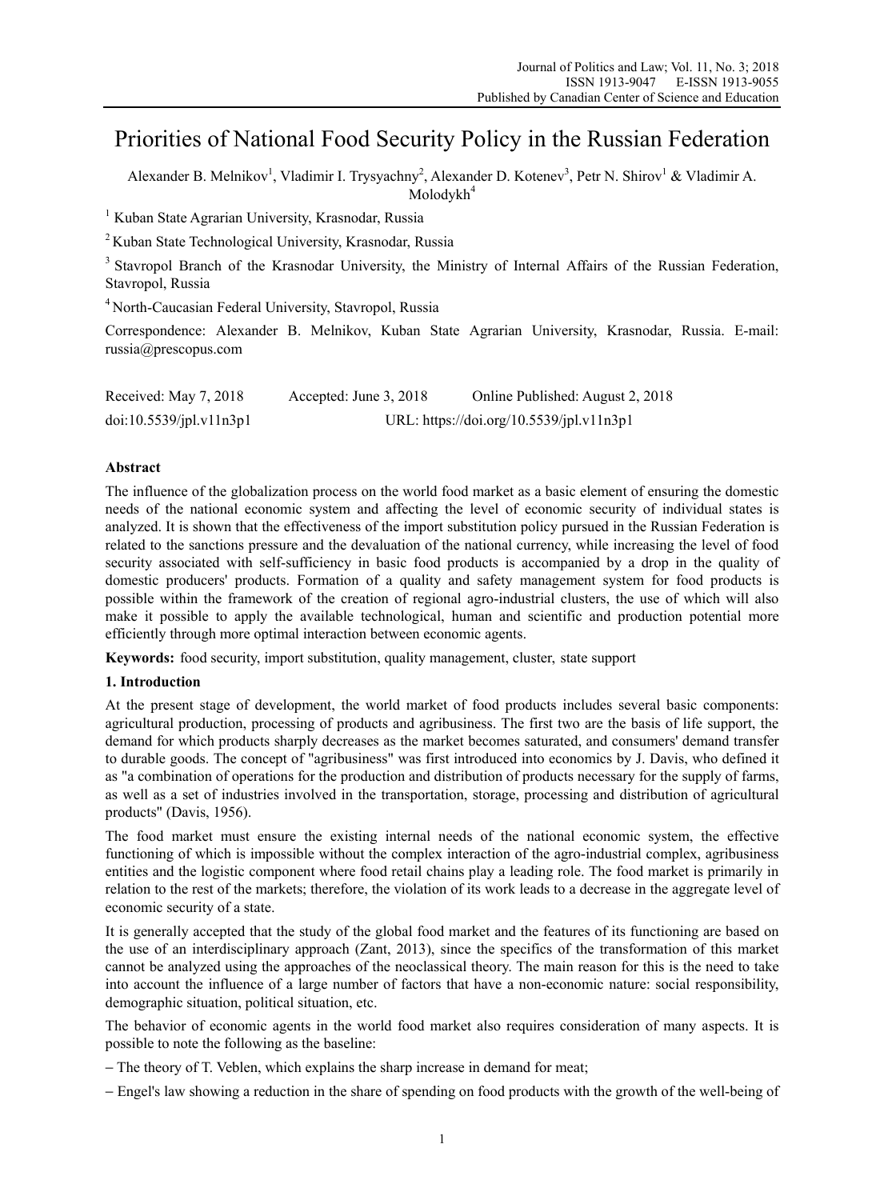# Priorities of National Food Security Policy in the Russian Federation

Alexander B. Melnikov[1], Vladimir I. Trysyachny[2], Alexander D. Kotenev[3], Petr N. Shirov[1] & Vladimir A. Molodykh[4]

[1] Kuban State Agrarian University, Krasnodar, Russia

[2] Kuban State Technological University, Krasnodar, Russia

[3] Stavropol Branch of the Krasnodar University, the Ministry of Internal Affairs of the Russian Federation, Stavropol, Russia

[4] North-Caucasian Federal University, Stavropol, Russia

Correspondence: Alexander B. Melnikov, Kuban State Agrarian University, Krasnodar, Russia. E-mail: russia@prescopus.com

Received: May 7, 2018 Accepted: June 3, 2018 Online Published: August 2, 2018

doi:10.5539/jpl.v11n3p1 URL: https://doi.org/10.5539/jpl.v11n3p1

## Abstract

The influence of the globalization process on the world food market as a basic element of ensuring the domestic needs of the national economic system and affecting the level of economic security of individual states is analyzed. It is shown that the effectiveness of the import substitution policy pursued in the Russian Federation is related to the sanctions pressure and the devaluation of the national currency, while increasing the level of food security associated with self-sufficiency in basic food products is accompanied by a drop in the quality of domestic producers' products. Formation of a quality and safety management system for food products is possible within the framework of the creation of regional agro-industrial clusters, the use of which will also make it possible to apply the available technological, human and scientific and production potential more efficiently through more optimal interaction between economic agents.

**Keywords:** food security, import substitution, quality management, cluster, state support

## 1. Introduction

At the present stage of development, the world market of food products includes several basic components: agricultural production, processing of products and agribusiness. The first two are the basis of life support, the demand for which products sharply decreases as the market becomes saturated, and consumers' demand transfer to durable goods. The concept of "agribusiness" was first introduced into economics by J. Davis, who defined it as "a combination of operations for the production and distribution of products necessary for the supply of farms, as well as a set of industries involved in the transportation, storage, processing and distribution of agricultural products" (Davis, 1956).

The food market must ensure the existing internal needs of the national economic system, the effective functioning of which is impossible without the complex interaction of the agro-industrial complex, agribusiness entities and the logistic component where food retail chains play a leading role. The food market is primarily in relation to the rest of the markets; therefore, the violation of its work leads to a decrease in the aggregate level of economic security of a state.

It is generally accepted that the study of the global food market and the features of its functioning are based on the use of an interdisciplinary approach (Zant, 2013), since the specifics of the transformation of this market cannot be analyzed using the approaches of the neoclassical theory. The main reason for this is the need to take into account the influence of a large number of factors that have a non-economic nature: social responsibility, demographic situation, political situation, etc.

The behavior of economic agents in the world food market also requires consideration of many aspects. It is possible to note the following as the baseline:

– The theory of T. Veblen, which explains the sharp increase in demand for meat;

– Engel's law showing a reduction in the share of spending on food products with the growth of the well-being of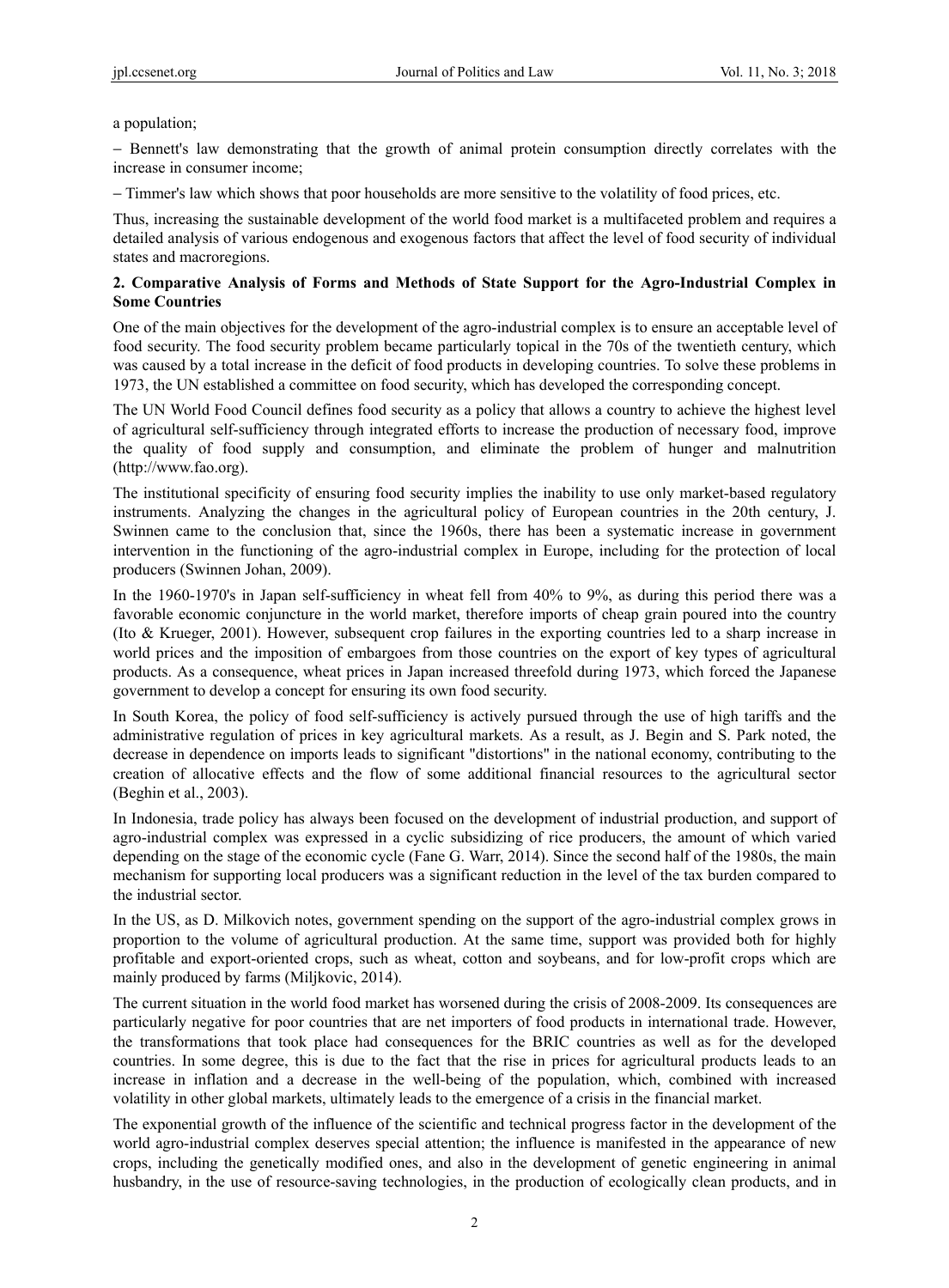a population;

– Bennett's law demonstrating that the growth of animal protein consumption directly correlates with the increase in consumer income;

– Timmer's law which shows that poor households are more sensitive to the volatility of food prices, etc.

Thus, increasing the sustainable development of the world food market is a multifaceted problem and requires a detailed analysis of various endogenous and exogenous factors that affect the level of food security of individual states and macroregions.

## 2. Comparative Analysis of Forms and Methods of State Support for the Agro-Industrial Complex in Some Countries

One of the main objectives for the development of the agro-industrial complex is to ensure an acceptable level of food security. The food security problem became particularly topical in the 70s of the twentieth century, which was caused by a total increase in the deficit of food products in developing countries. To solve these problems in 1973, the UN established a committee on food security, which has developed the corresponding concept.

The UN World Food Council defines food security as a policy that allows a country to achieve the highest level of agricultural self-sufficiency through integrated efforts to increase the production of necessary food, improve the quality of food supply and consumption, and eliminate the problem of hunger and malnutrition (http://www.fao.org).

The institutional specificity of ensuring food security implies the inability to use only market-based regulatory instruments. Analyzing the changes in the agricultural policy of European countries in the 20th century, J. Swinnen came to the conclusion that, since the 1960s, there has been a systematic increase in government intervention in the functioning of the agro-industrial complex in Europe, including for the protection of local producers (Swinnen Johan, 2009).

In the 1960-1970's in Japan self-sufficiency in wheat fell from 40% to 9%, as during this period there was a favorable economic conjuncture in the world market, therefore imports of cheap grain poured into the country (Ito & Krueger, 2001). However, subsequent crop failures in the exporting countries led to a sharp increase in world prices and the imposition of embargoes from those countries on the export of key types of agricultural products. As a consequence, wheat prices in Japan increased threefold during 1973, which forced the Japanese government to develop a concept for ensuring its own food security.

In South Korea, the policy of food self-sufficiency is actively pursued through the use of high tariffs and the administrative regulation of prices in key agricultural markets. As a result, as J. Begin and S. Park noted, the decrease in dependence on imports leads to significant "distortions" in the national economy, contributing to the creation of allocative effects and the flow of some additional financial resources to the agricultural sector (Beghin et al., 2003).

In Indonesia, trade policy has always been focused on the development of industrial production, and support of agro-industrial complex was expressed in a cyclic subsidizing of rice producers, the amount of which varied depending on the stage of the economic cycle (Fane G. Warr, 2014). Since the second half of the 1980s, the main mechanism for supporting local producers was a significant reduction in the level of the tax burden compared to the industrial sector.

In the US, as D. Milkovich notes, government spending on the support of the agro-industrial complex grows in proportion to the volume of agricultural production. At the same time, support was provided both for highly profitable and export-oriented crops, such as wheat, cotton and soybeans, and for low-profit crops which are mainly produced by farms (Miljkovic, 2014).

The current situation in the world food market has worsened during the crisis of 2008-2009. Its consequences are particularly negative for poor countries that are net importers of food products in international trade. However, the transformations that took place had consequences for the BRIC countries as well as for the developed countries. In some degree, this is due to the fact that the rise in prices for agricultural products leads to an increase in inflation and a decrease in the well-being of the population, which, combined with increased volatility in other global markets, ultimately leads to the emergence of a crisis in the financial market.

The exponential growth of the influence of the scientific and technical progress factor in the development of the world agro-industrial complex deserves special attention; the influence is manifested in the appearance of new crops, including the genetically modified ones, and also in the development of genetic engineering in animal husbandry, in the use of resource-saving technologies, in the production of ecologically clean products, and in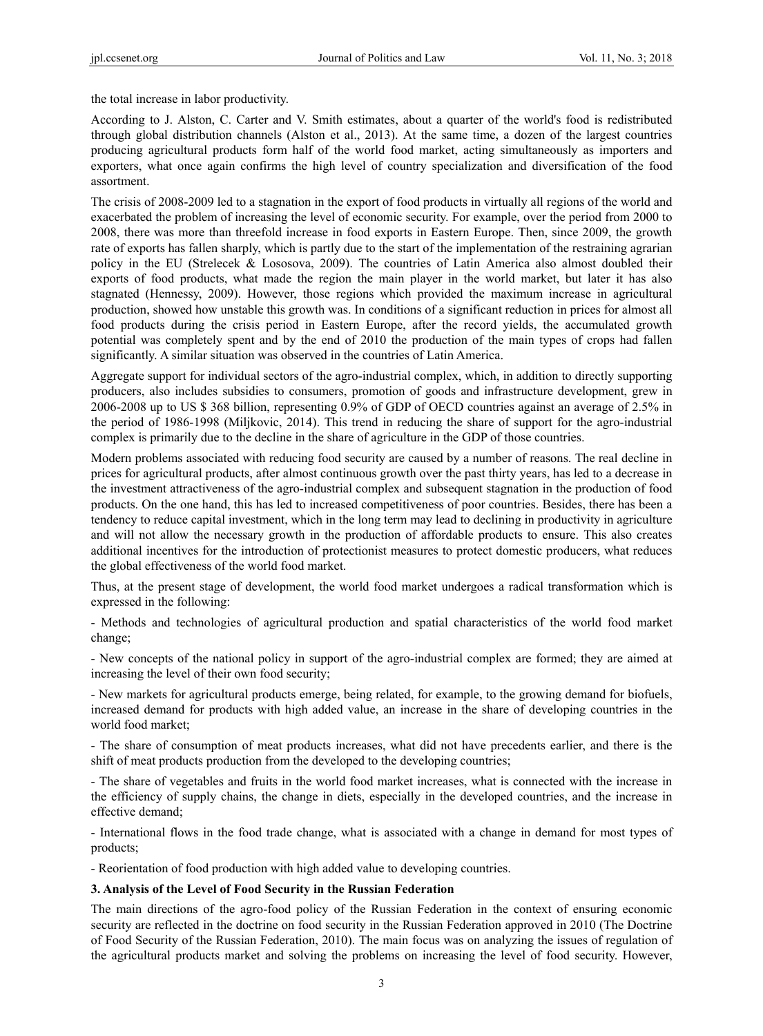the total increase in labor productivity.

According to J. Alston, C. Carter and V. Smith estimates, about a quarter of the world's food is redistributed through global distribution channels (Alston et al., 2013). At the same time, a dozen of the largest countries producing agricultural products form half of the world food market, acting simultaneously as importers and exporters, what once again confirms the high level of country specialization and diversification of the food assortment.

The crisis of 2008-2009 led to a stagnation in the export of food products in virtually all regions of the world and exacerbated the problem of increasing the level of economic security. For example, over the period from 2000 to 2008, there was more than threefold increase in food exports in Eastern Europe. Then, since 2009, the growth rate of exports has fallen sharply, which is partly due to the start of the implementation of the restraining agrarian policy in the EU (Strelecek & Lososova, 2009). The countries of Latin America also almost doubled their exports of food products, what made the region the main player in the world market, but later it has also stagnated (Hennessy, 2009). However, those regions which provided the maximum increase in agricultural production, showed how unstable this growth was. In conditions of a significant reduction in prices for almost all food products during the crisis period in Eastern Europe, after the record yields, the accumulated growth potential was completely spent and by the end of 2010 the production of the main types of crops had fallen significantly. A similar situation was observed in the countries of Latin America.

Aggregate support for individual sectors of the agro-industrial complex, which, in addition to directly supporting producers, also includes subsidies to consumers, promotion of goods and infrastructure development, grew in 2006-2008 up to US $ 368 billion, representing 0.9% of GDP of OECD countries against an average of 2.5% in the period of 1986-1998 (Miljkovic, 2014). This trend in reducing the share of support for the agro-industrial complex is primarily due to the decline in the share of agriculture in the GDP of those countries.

Modern problems associated with reducing food security are caused by a number of reasons. The real decline in prices for agricultural products, after almost continuous growth over the past thirty years, has led to a decrease in the investment attractiveness of the agro-industrial complex and subsequent stagnation in the production of food products. On the one hand, this has led to increased competitiveness of poor countries. Besides, there has been a tendency to reduce capital investment, which in the long term may lead to declining in productivity in agriculture and will not allow the necessary growth in the production of affordable products to ensure. This also creates additional incentives for the introduction of protectionist measures to protect domestic producers, what reduces the global effectiveness of the world food market.

Thus, at the present stage of development, the world food market undergoes a radical transformation which is expressed in the following:

- Methods and technologies of agricultural production and spatial characteristics of the world food market change;

- New concepts of the national policy in support of the agro-industrial complex are formed; they are aimed at increasing the level of their own food security;

- New markets for agricultural products emerge, being related, for example, to the growing demand for biofuels, increased demand for products with high added value, an increase in the share of developing countries in the world food market;

- The share of consumption of meat products increases, what did not have precedents earlier, and there is the shift of meat products production from the developed to the developing countries;

- The share of vegetables and fruits in the world food market increases, what is connected with the increase in the efficiency of supply chains, the change in diets, especially in the developed countries, and the increase in effective demand;

- International flows in the food trade change, what is associated with a change in demand for most types of products;

- Reorientation of food production with high added value to developing countries.

## 3. Analysis of the Level of Food Security in the Russian Federation

The main directions of the agro-food policy of the Russian Federation in the context of ensuring economic security are reflected in the doctrine on food security in the Russian Federation approved in 2010 (The Doctrine of Food Security of the Russian Federation, 2010). The main focus was on analyzing the issues of regulation of the agricultural products market and solving the problems on increasing the level of food security. However,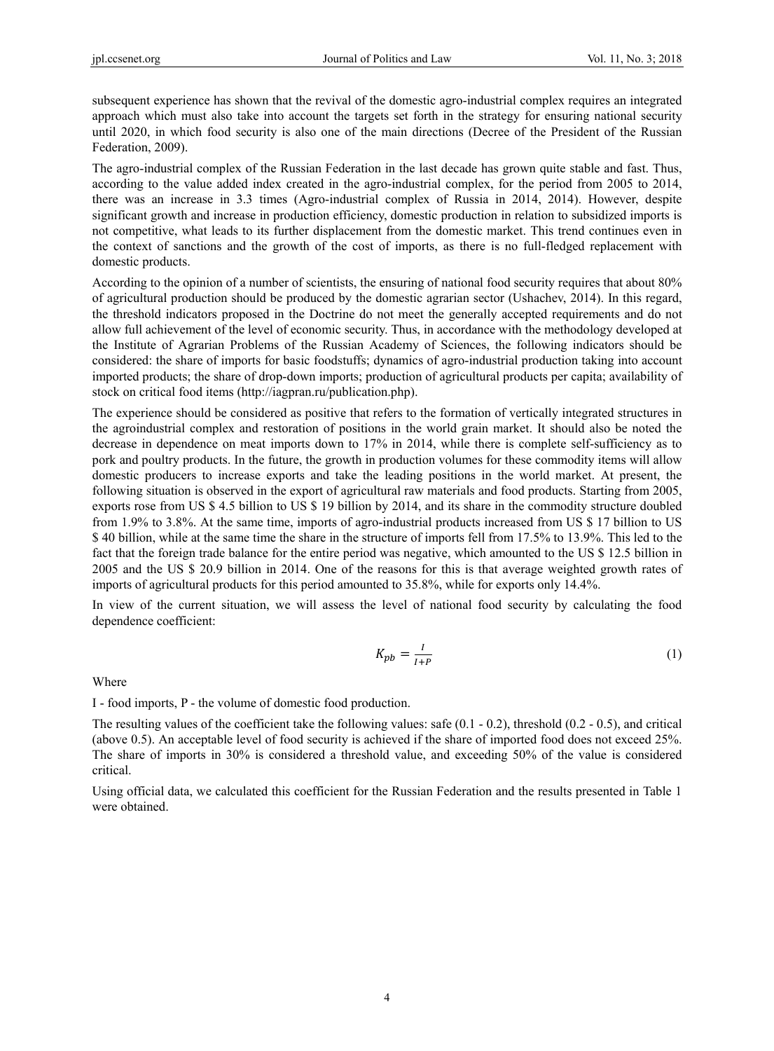subsequent experience has shown that the revival of the domestic agro-industrial complex requires an integrated approach which must also take into account the targets set forth in the strategy for ensuring national security until 2020, in which food security is also one of the main directions (Decree of the President of the Russian Federation, 2009).

The agro-industrial complex of the Russian Federation in the last decade has grown quite stable and fast. Thus, according to the value added index created in the agro-industrial complex, for the period from 2005 to 2014, there was an increase in 3.3 times (Agro-industrial complex of Russia in 2014, 2014). However, despite significant growth and increase in production efficiency, domestic production in relation to subsidized imports is not competitive, what leads to its further displacement from the domestic market. This trend continues even in the context of sanctions and the growth of the cost of imports, as there is no full-fledged replacement with domestic products.

According to the opinion of a number of scientists, the ensuring of national food security requires that about 80% of agricultural production should be produced by the domestic agrarian sector (Ushachev, 2014). In this regard, the threshold indicators proposed in the Doctrine do not meet the generally accepted requirements and do not allow full achievement of the level of economic security. Thus, in accordance with the methodology developed at the Institute of Agrarian Problems of the Russian Academy of Sciences, the following indicators should be considered: the share of imports for basic foodstuffs; dynamics of agro-industrial production taking into account imported products; the share of drop-down imports; production of agricultural products per capita; availability of stock on critical food items (http://iagpran.ru/publication.php).

The experience should be considered as positive that refers to the formation of vertically integrated structures in the agroindustrial complex and restoration of positions in the world grain market. It should also be noted the decrease in dependence on meat imports down to 17% in 2014, while there is complete self-sufficiency as to pork and poultry products. In the future, the growth in production volumes for these commodity items will allow domestic producers to increase exports and take the leading positions in the world market. At present, the following situation is observed in the export of agricultural raw materials and food products. Starting from 2005, exports rose from US $ 4.5 billion to US $ 19 billion by 2014, and its share in the commodity structure doubled from 1.9% to 3.8%. At the same time, imports of agro-industrial products increased from US $ 17 billion to US $ 40 billion, while at the same time the share in the structure of imports fell from 17.5% to 13.9%. This led to the fact that the foreign trade balance for the entire period was negative, which amounted to the US $ 12.5 billion in 2005 and the US $ 20.9 billion in 2014. One of the reasons for this is that average weighted growth rates of imports of agricultural products for this period amounted to 35.8%, while for exports only 14.4%.

In view of the current situation, we will assess the level of national food security by calculating the food dependence coefficient:

$$K_{pb} = \frac{I}{I+P} \tag{1}$$

Where

I - food imports, P - the volume of domestic food production.

The resulting values of the coefficient take the following values: safe (0.1 - 0.2), threshold (0.2 - 0.5), and critical (above 0.5). An acceptable level of food security is achieved if the share of imported food does not exceed 25%. The share of imports in 30% is considered a threshold value, and exceeding 50% of the value is considered critical.

Using official data, we calculated this coefficient for the Russian Federation and the results presented in Table 1 were obtained.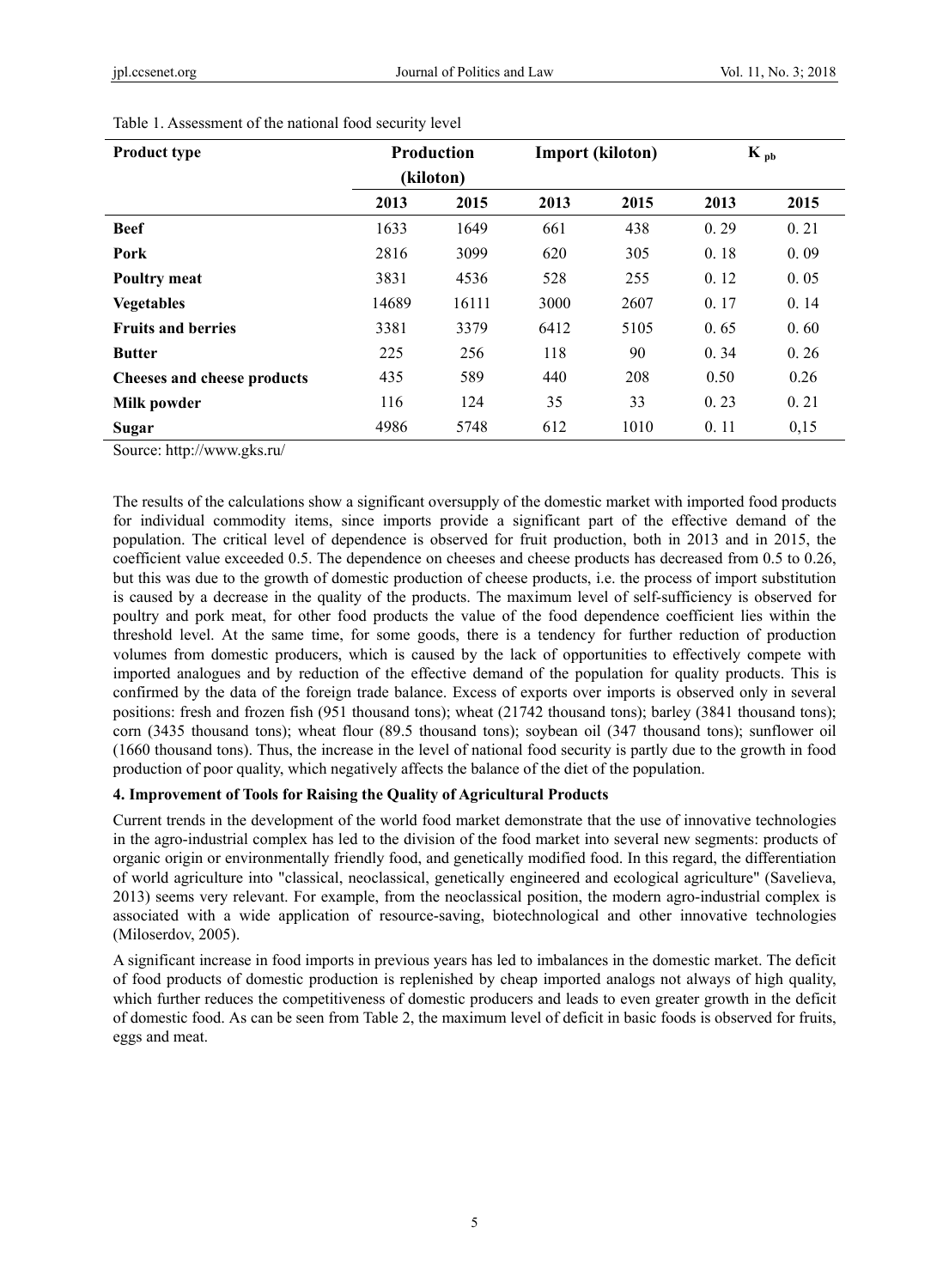Table 1. Assessment of the national food security level

| Product type | Production (kiloton) | | Import (kiloton) | | $K_{pb}$ | |
|---|---|---|---|---|---|---|
| | 2013 | 2015 | 2013 | 2015 | 2013 | 2015 |
| **Beef** | 1633 | 1649 | 661 | 438 | 0. 29 | 0. 21 |
| **Pork** | 2816 | 3099 | 620 | 305 | 0. 18 | 0. 09 |
| **Poultry meat** | 3831 | 4536 | 528 | 255 | 0. 12 | 0. 05 |
| **Vegetables** | 14689 | 16111 | 3000 | 2607 | 0. 17 | 0. 14 |
| **Fruits and berries** | 3381 | 3379 | 6412 | 5105 | 0. 65 | 0. 60 |
| **Butter** | 225 | 256 | 118 | 90 | 0. 34 | 0. 26 |
| **Cheeses and cheese products** | 435 | 589 | 440 | 208 | 0.50 | 0.26 |
| **Milk powder** | 116 | 124 | 35 | 33 | 0. 23 | 0. 21 |
| **Sugar** | 4986 | 5748 | 612 | 1010 | 0. 11 | 0,15 |

Source: http://www.gks.ru/

The results of the calculations show a significant oversupply of the domestic market with imported food products for individual commodity items, since imports provide a significant part of the effective demand of the population. The critical level of dependence is observed for fruit production, both in 2013 and in 2015, the coefficient value exceeded 0.5. The dependence on cheeses and cheese products has decreased from 0.5 to 0.26, but this was due to the growth of domestic production of cheese products, i.e. the process of import substitution is caused by a decrease in the quality of the products. The maximum level of self-sufficiency is observed for poultry and pork meat, for other food products the value of the food dependence coefficient lies within the threshold level. At the same time, for some goods, there is a tendency for further reduction of production volumes from domestic producers, which is caused by the lack of opportunities to effectively compete with imported analogues and by reduction of the effective demand of the population for quality products. This is confirmed by the data of the foreign trade balance. Excess of exports over imports is observed only in several positions: fresh and frozen fish (951 thousand tons); wheat (21742 thousand tons); barley (3841 thousand tons); corn (3435 thousand tons); wheat flour (89.5 thousand tons); soybean oil (347 thousand tons); sunflower oil (1660 thousand tons). Thus, the increase in the level of national food security is partly due to the growth in food production of poor quality, which negatively affects the balance of the diet of the population.

## 4. Improvement of Tools for Raising the Quality of Agricultural Products

Current trends in the development of the world food market demonstrate that the use of innovative technologies in the agro-industrial complex has led to the division of the food market into several new segments: products of organic origin or environmentally friendly food, and genetically modified food. In this regard, the differentiation of world agriculture into "classical, neoclassical, genetically engineered and ecological agriculture" (Savelieva, 2013) seems very relevant. For example, from the neoclassical position, the modern agro-industrial complex is associated with a wide application of resource-saving, biotechnological and other innovative technologies (Miloserdov, 2005).

A significant increase in food imports in previous years has led to imbalances in the domestic market. The deficit of food products of domestic production is replenished by cheap imported analogs not always of high quality, which further reduces the competitiveness of domestic producers and leads to even greater growth in the deficit of domestic food. As can be seen from Table 2, the maximum level of deficit in basic foods is observed for fruits, eggs and meat.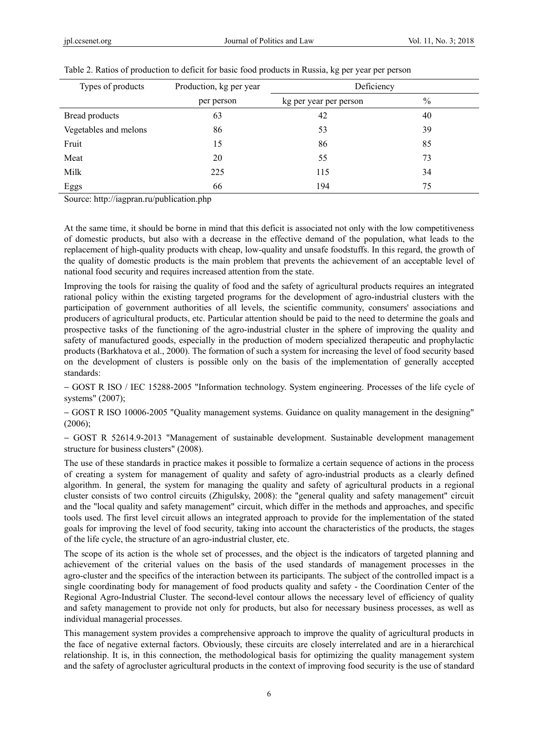Table 2. Ratios of production to deficit for basic food products in Russia, kg per year per person

| Types of products | Production, kg per year per person | Deficiency | |
|---|---|---|---|
| | | kg per year per person | % |
| Bread products | 63 | 42 | 40 |
| Vegetables and melons | 86 | 53 | 39 |
| Fruit | 15 | 86 | 85 |
| Meat | 20 | 55 | 73 |
| Milk | 225 | 115 | 34 |
| Eggs | 66 | 194 | 75 |

Source: http://iagpran.ru/publication.php

At the same time, it should be borne in mind that this deficit is associated not only with the low competitiveness of domestic products, but also with a decrease in the effective demand of the population, what leads to the replacement of high-quality products with cheap, low-quality and unsafe foodstuffs. In this regard, the growth of the quality of domestic products is the main problem that prevents the achievement of an acceptable level of national food security and requires increased attention from the state.

Improving the tools for raising the quality of food and the safety of agricultural products requires an integrated rational policy within the existing targeted programs for the development of agro-industrial clusters with the participation of government authorities of all levels, the scientific community, consumers' associations and producers of agricultural products, etc. Particular attention should be paid to the need to determine the goals and prospective tasks of the functioning of the agro-industrial cluster in the sphere of improving the quality and safety of manufactured goods, especially in the production of modern specialized therapeutic and prophylactic products (Barkhatova et al., 2000). The formation of such a system for increasing the level of food security based on the development of clusters is possible only on the basis of the implementation of generally accepted standards:

– GOST R ISO / IEC 15288-2005 "Information technology. System engineering. Processes of the life cycle of systems" (2007);

– GOST R ISO 10006-2005 "Quality management systems. Guidance on quality management in the designing" (2006);

– GOST R 52614.9-2013 "Management of sustainable development. Sustainable development management structure for business clusters" (2008).

The use of these standards in practice makes it possible to formalize a certain sequence of actions in the process of creating a system for management of quality and safety of agro-industrial products as a clearly defined algorithm. In general, the system for managing the quality and safety of agricultural products in a regional cluster consists of two control circuits (Zhigulsky, 2008): the "general quality and safety management" circuit and the "local quality and safety management" circuit, which differ in the methods and approaches, and specific tools used. The first level circuit allows an integrated approach to provide for the implementation of the stated goals for improving the level of food security, taking into account the characteristics of the products, the stages of the life cycle, the structure of an agro-industrial cluster, etc.

The scope of its action is the whole set of processes, and the object is the indicators of targeted planning and achievement of the criterial values on the basis of the used standards of management processes in the agro-cluster and the specifics of the interaction between its participants. The subject of the controlled impact is a single coordinating body for management of food products quality and safety - the Coordination Center of the Regional Agro-Industrial Cluster. The second-level contour allows the necessary level of efficiency of quality and safety management to provide not only for products, but also for necessary business processes, as well as individual managerial processes.

This management system provides a comprehensive approach to improve the quality of agricultural products in the face of negative external factors. Obviously, these circuits are closely interrelated and are in a hierarchical relationship. It is, in this connection, the methodological basis for optimizing the quality management system and the safety of agrocluster agricultural products in the context of improving food security is the use of standard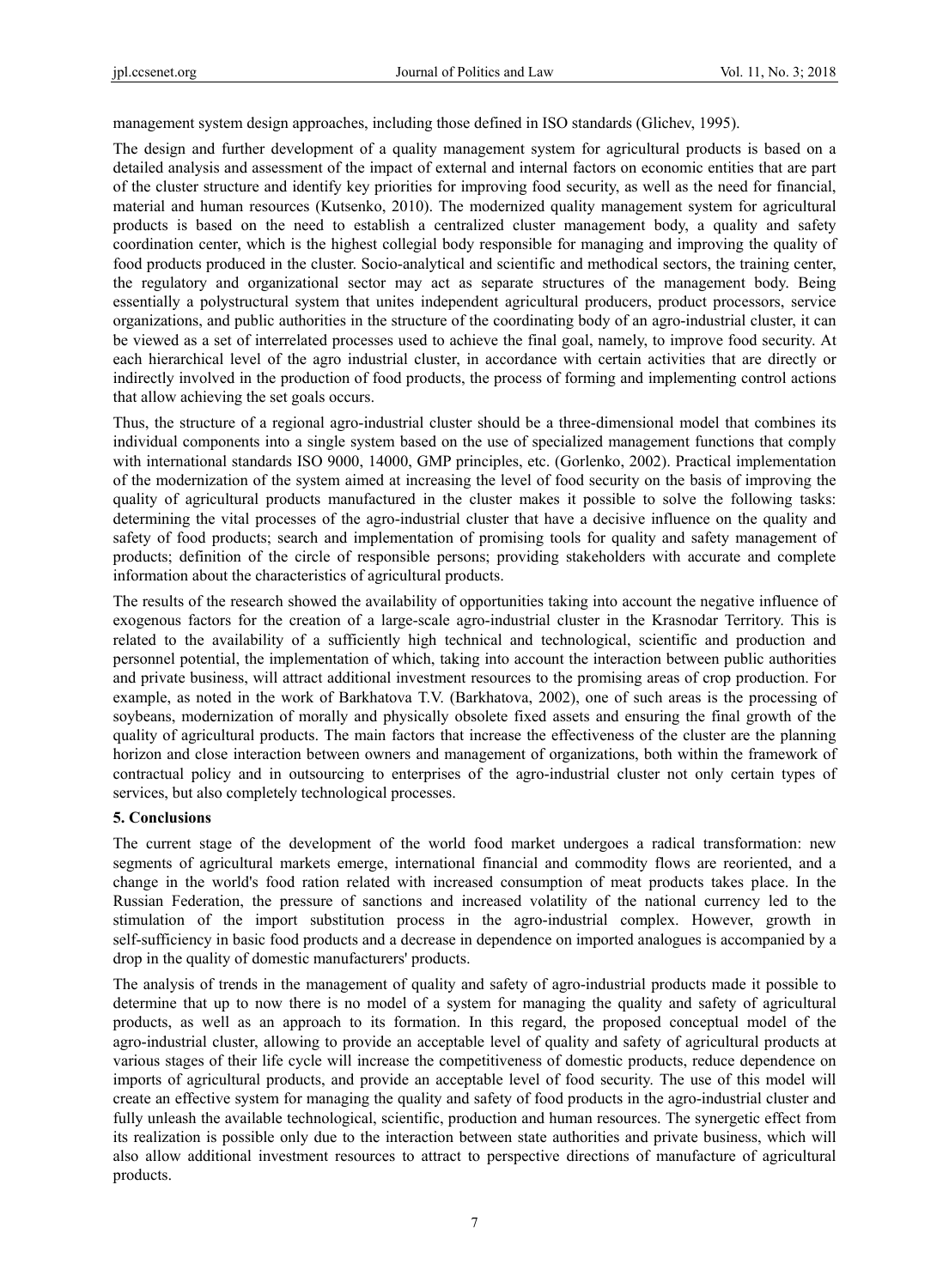management system design approaches, including those defined in ISO standards (Glichev, 1995).

The design and further development of a quality management system for agricultural products is based on a detailed analysis and assessment of the impact of external and internal factors on economic entities that are part of the cluster structure and identify key priorities for improving food security, as well as the need for financial, material and human resources (Kutsenko, 2010). The modernized quality management system for agricultural products is based on the need to establish a centralized cluster management body, a quality and safety coordination center, which is the highest collegial body responsible for managing and improving the quality of food products produced in the cluster. Socio-analytical and scientific and methodical sectors, the training center, the regulatory and organizational sector may act as separate structures of the management body. Being essentially a polystructural system that unites independent agricultural producers, product processors, service organizations, and public authorities in the structure of the coordinating body of an agro-industrial cluster, it can be viewed as a set of interrelated processes used to achieve the final goal, namely, to improve food security. At each hierarchical level of the agro industrial cluster, in accordance with certain activities that are directly or indirectly involved in the production of food products, the process of forming and implementing control actions that allow achieving the set goals occurs.

Thus, the structure of a regional agro-industrial cluster should be a three-dimensional model that combines its individual components into a single system based on the use of specialized management functions that comply with international standards ISO 9000, 14000, GMP principles, etc. (Gorlenko, 2002). Practical implementation of the modernization of the system aimed at increasing the level of food security on the basis of improving the quality of agricultural products manufactured in the cluster makes it possible to solve the following tasks: determining the vital processes of the agro-industrial cluster that have a decisive influence on the quality and safety of food products; search and implementation of promising tools for quality and safety management of products; definition of the circle of responsible persons; providing stakeholders with accurate and complete information about the characteristics of agricultural products.

The results of the research showed the availability of opportunities taking into account the negative influence of exogenous factors for the creation of a large-scale agro-industrial cluster in the Krasnodar Territory. This is related to the availability of a sufficiently high technical and technological, scientific and production and personnel potential, the implementation of which, taking into account the interaction between public authorities and private business, will attract additional investment resources to the promising areas of crop production. For example, as noted in the work of Barkhatova T.V. (Barkhatova, 2002), one of such areas is the processing of soybeans, modernization of morally and physically obsolete fixed assets and ensuring the final growth of the quality of agricultural products. The main factors that increase the effectiveness of the cluster are the planning horizon and close interaction between owners and management of organizations, both within the framework of contractual policy and in outsourcing to enterprises of the agro-industrial cluster not only certain types of services, but also completely technological processes.

## 5. Conclusions

The current stage of the development of the world food market undergoes a radical transformation: new segments of agricultural markets emerge, international financial and commodity flows are reoriented, and a change in the world's food ration related with increased consumption of meat products takes place. In the Russian Federation, the pressure of sanctions and increased volatility of the national currency led to the stimulation of the import substitution process in the agro-industrial complex. However, growth in self-sufficiency in basic food products and a decrease in dependence on imported analogues is accompanied by a drop in the quality of domestic manufacturers' products.

The analysis of trends in the management of quality and safety of agro-industrial products made it possible to determine that up to now there is no model of a system for managing the quality and safety of agricultural products, as well as an approach to its formation. In this regard, the proposed conceptual model of the agro-industrial cluster, allowing to provide an acceptable level of quality and safety of agricultural products at various stages of their life cycle will increase the competitiveness of domestic products, reduce dependence on imports of agricultural products, and provide an acceptable level of food security. The use of this model will create an effective system for managing the quality and safety of food products in the agro-industrial cluster and fully unleash the available technological, scientific, production and human resources. The synergetic effect from its realization is possible only due to the interaction between state authorities and private business, which will also allow additional investment resources to attract to perspective directions of manufacture of agricultural products.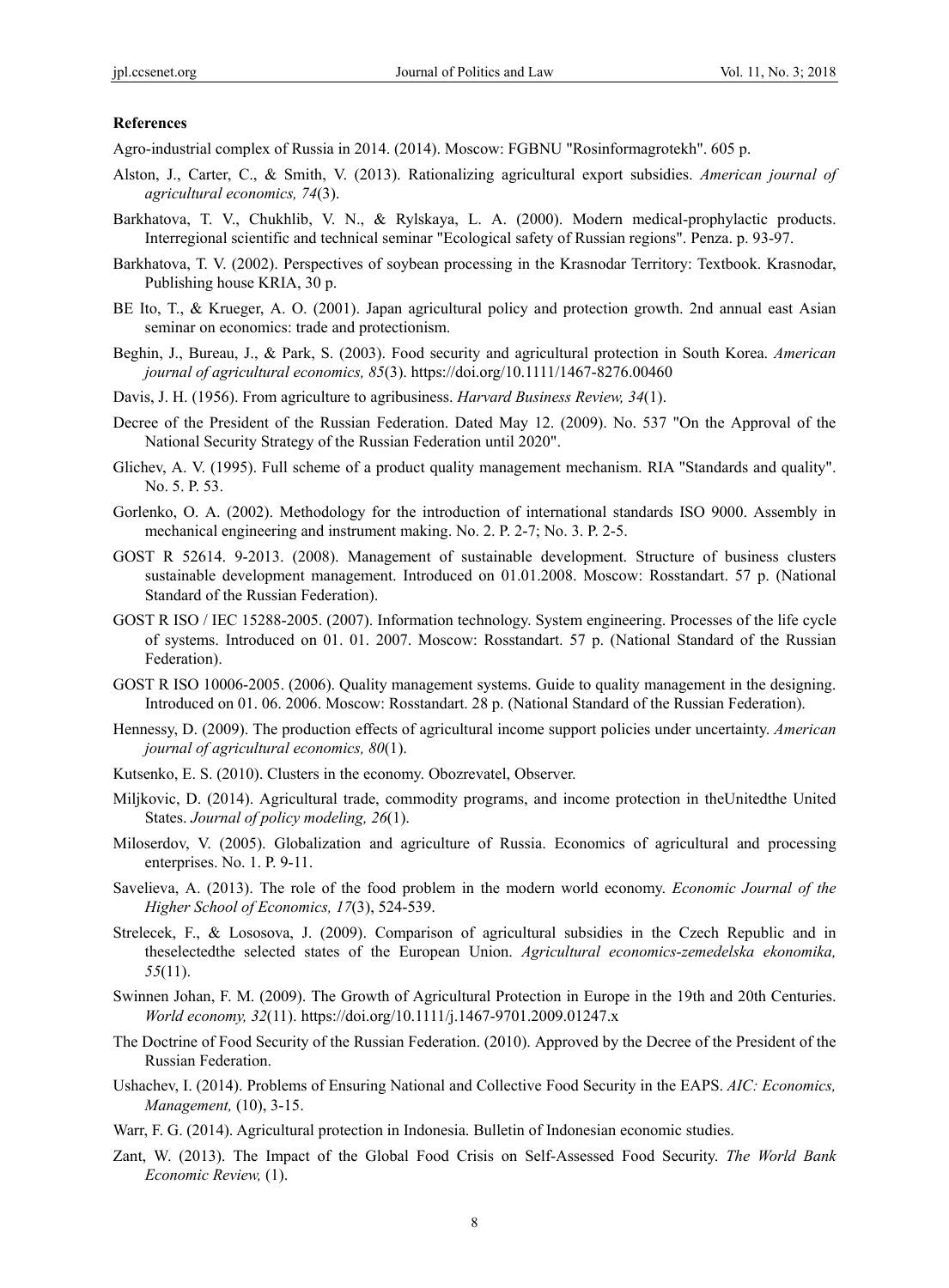**References**

Agro-industrial complex of Russia in 2014. (2014). Moscow: FGBNU "Rosinformagrotekh". 605 p.

Alston, J., Carter, C., & Smith, V. (2013). Rationalizing agricultural export subsidies. *American journal of agricultural economics, 74*(3).

Barkhatova, T. V., Chukhlib, V. N., & Rylskaya, L. A. (2000). Modern medical-prophylactic products. Interregional scientific and technical seminar "Ecological safety of Russian regions". Penza. p. 93-97.

Barkhatova, T. V. (2002). Perspectives of soybean processing in the Krasnodar Territory: Textbook. Krasnodar, Publishing house KRIA, 30 p.

BE Ito, T., & Krueger, A. O. (2001). Japan agricultural policy and protection growth. 2nd annual east Asian seminar on economics: trade and protectionism.

Beghin, J., Bureau, J., & Park, S. (2003). Food security and agricultural protection in South Korea. *American journal of agricultural economics, 85*(3). https://doi.org/10.1111/1467-8276.00460

Davis, J. H. (1956). From agriculture to agribusiness. *Harvard Business Review, 34*(1).

Decree of the President of the Russian Federation. Dated May 12. (2009). No. 537 "On the Approval of the National Security Strategy of the Russian Federation until 2020".

Glichev, A. V. (1995). Full scheme of a product quality management mechanism. RIA "Standards and quality". No. 5. P. 53.

Gorlenko, O. A. (2002). Methodology for the introduction of international standards ISO 9000. Assembly in mechanical engineering and instrument making. No. 2. P. 2-7; No. 3. P. 2-5.

GOST R 52614. 9-2013. (2008). Management of sustainable development. Structure of business clusters sustainable development management. Introduced on 01.01.2008. Moscow: Rosstandart. 57 p. (National Standard of the Russian Federation).

GOST R ISO / IEC 15288-2005. (2007). Information technology. System engineering. Processes of the life cycle of systems. Introduced on 01. 01. 2007. Moscow: Rosstandart. 57 p. (National Standard of the Russian Federation).

GOST R ISO 10006-2005. (2006). Quality management systems. Guide to quality management in the designing. Introduced on 01. 06. 2006. Moscow: Rosstandart. 28 p. (National Standard of the Russian Federation).

Hennessy, D. (2009). The production effects of agricultural income support policies under uncertainty. *American journal of agricultural economics, 80*(1).

Kutsenko, E. S. (2010). Clusters in the economy. Obozrevatel, Observer.

Miljkovic, D. (2014). Agricultural trade, commodity programs, and income protection in theUnitedthe United States. *Journal of policy modeling, 26*(1).

Miloserdov, V. (2005). Globalization and agriculture of Russia. Economics of agricultural and processing enterprises. No. 1. P. 9-11.

Savelieva, A. (2013). The role of the food problem in the modern world economy. *Economic Journal of the Higher School of Economics, 17*(3), 524-539.

Strelecek, F., & Lososova, J. (2009). Comparison of agricultural subsidies in the Czech Republic and in theselectedthe selected states of the European Union. *Agricultural economics-zemedelska ekonomika, 55*(11).

Swinnen Johan, F. M. (2009). The Growth of Agricultural Protection in Europe in the 19th and 20th Centuries. *World economy, 32*(11). https://doi.org/10.1111/j.1467-9701.2009.01247.x

The Doctrine of Food Security of the Russian Federation. (2010). Approved by the Decree of the President of the Russian Federation.

Ushachev, I. (2014). Problems of Ensuring National and Collective Food Security in the EAPS. *AIC: Economics, Management,* (10), 3-15.

Warr, F. G. (2014). Agricultural protection in Indonesia. Bulletin of Indonesian economic studies.

Zant, W. (2013). The Impact of the Global Food Crisis on Self-Assessed Food Security. *The World Bank Economic Review,* (1).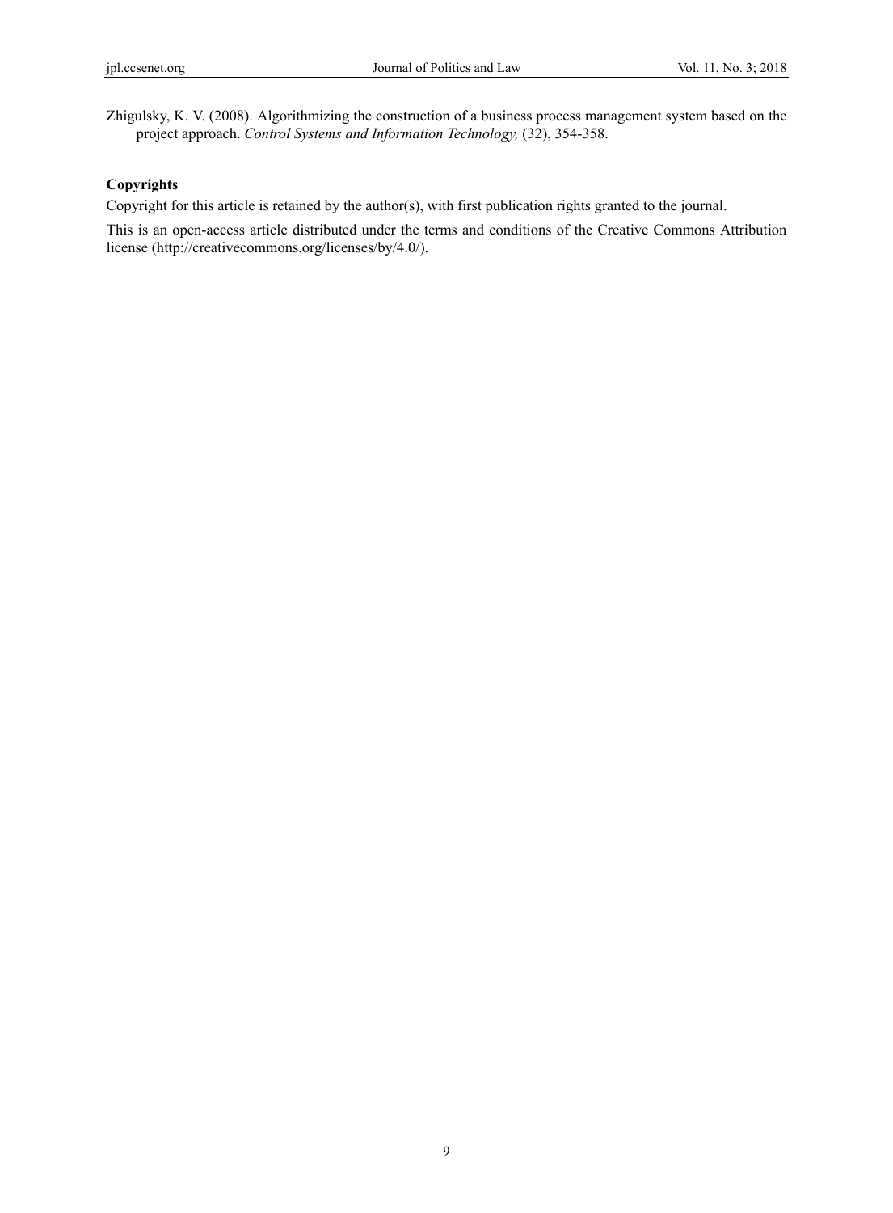Zhigulsky, K. V. (2008). Algorithmizing the construction of a business process management system based on the project approach. *Control Systems and Information Technology,* (32), 354-358.

## Copyrights

Copyright for this article is retained by the author(s), with first publication rights granted to the journal.

This is an open-access article distributed under the terms and conditions of the Creative Commons Attribution license (http://creativecommons.org/licenses/by/4.0/).